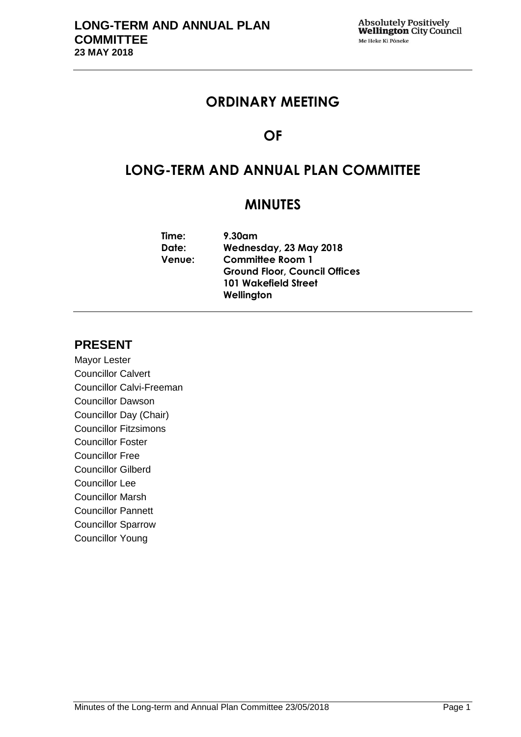# ORDINARY MEETING

# OF

# LONG-TERM AND ANNUAL PLAN COMMITTEE

# MINUTES

| | |
|---|---|
| **Time:** | **9.30am** |
| **Date:** | **Wednesday, 23 May 2018** |
| **Venue:** | **Committee Room 1**<br>**Ground Floor, Council Offices**<br>**101 Wakefield Street**<br>**Wellington** |

## PRESENT

Mayor Lester
Councillor Calvert
Councillor Calvi-Freeman
Councillor Dawson
Councillor Day (Chair)
Councillor Fitzsimons
Councillor Foster
Councillor Free
Councillor Gilberd
Councillor Lee
Councillor Marsh
Councillor Pannett
Councillor Sparrow
Councillor Young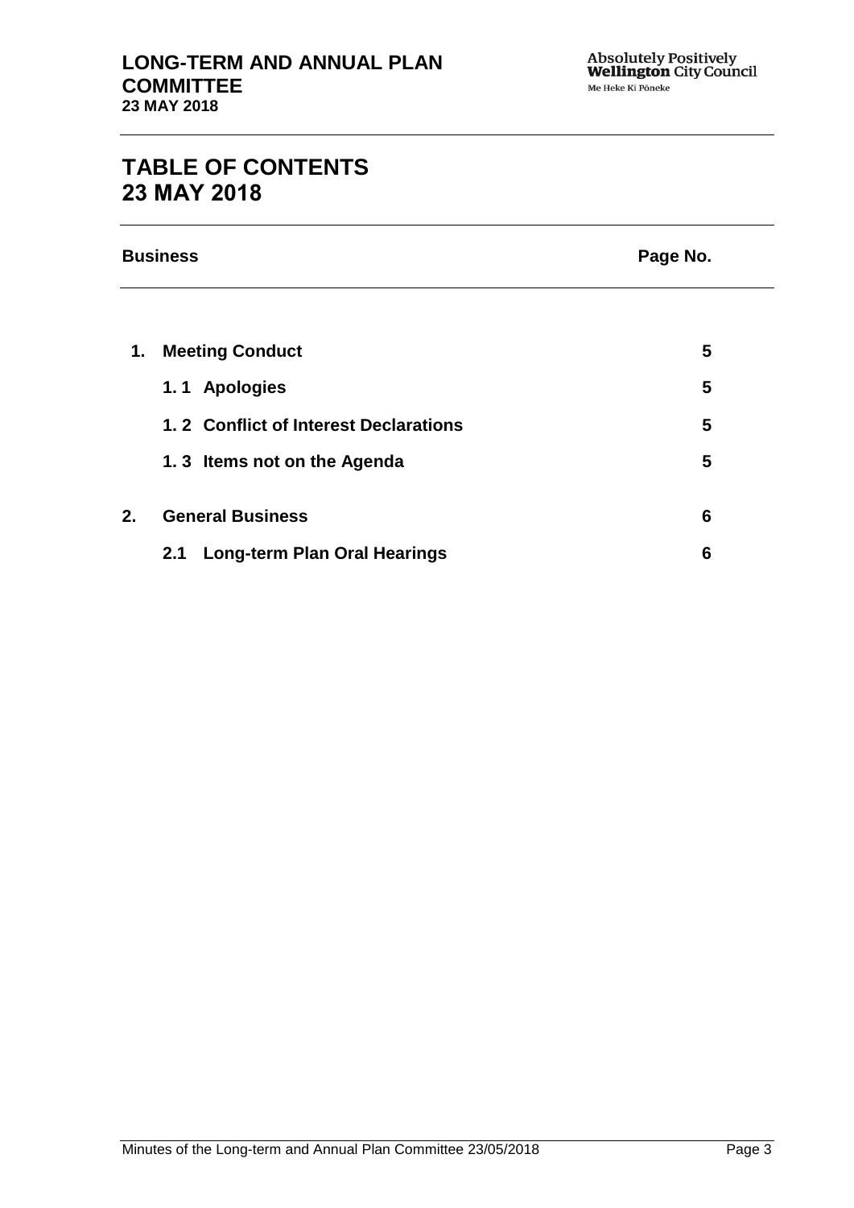# TABLE OF CONTENTS 23 MAY 2018

| Business | | Page No. |
|---|---|---|
| **1.** | **Meeting Conduct** | **5** |
| | **1. 1 Apologies** | **5** |
| | **1. 2 Conflict of Interest Declarations** | **5** |
| | **1. 3 Items not on the Agenda** | **5** |
| **2.** | **General Business** | **6** |
| | **2.1 Long-term Plan Oral Hearings** | **6** |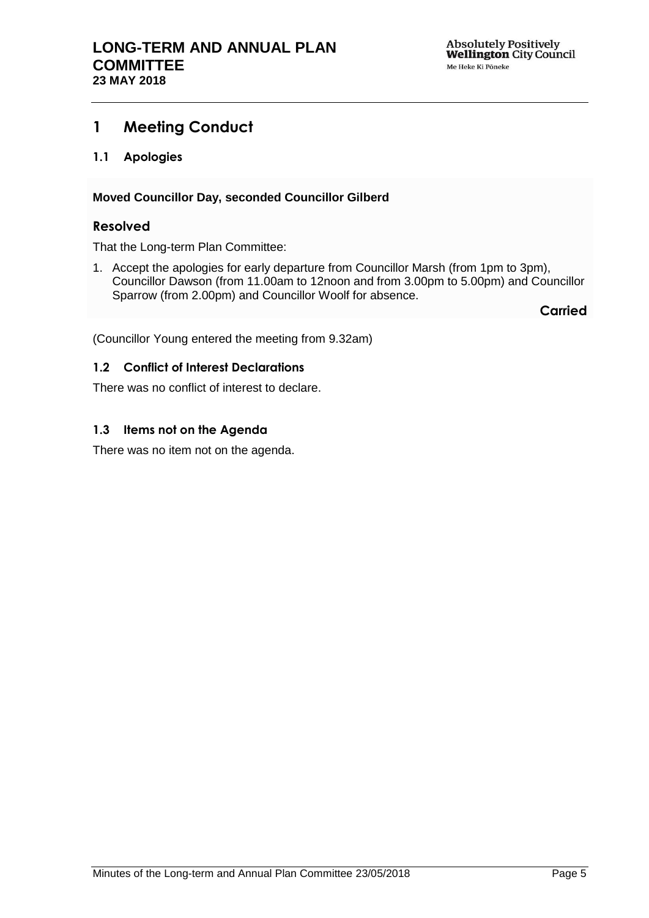# 1 Meeting Conduct

## 1.1 Apologies

**Moved Councillor Day, seconded Councillor Gilberd**

### Resolved

That the Long-term Plan Committee:

1. Accept the apologies for early departure from Councillor Marsh (from 1pm to 3pm), Councillor Dawson (from 11.00am to 12noon and from 3.00pm to 5.00pm) and Councillor Sparrow (from 2.00pm) and Councillor Woolf for absence.

**Carried**

(Councillor Young entered the meeting from 9.32am)

## 1.2 Conflict of Interest Declarations

There was no conflict of interest to declare.

## 1.3 Items not on the Agenda

There was no item not on the agenda.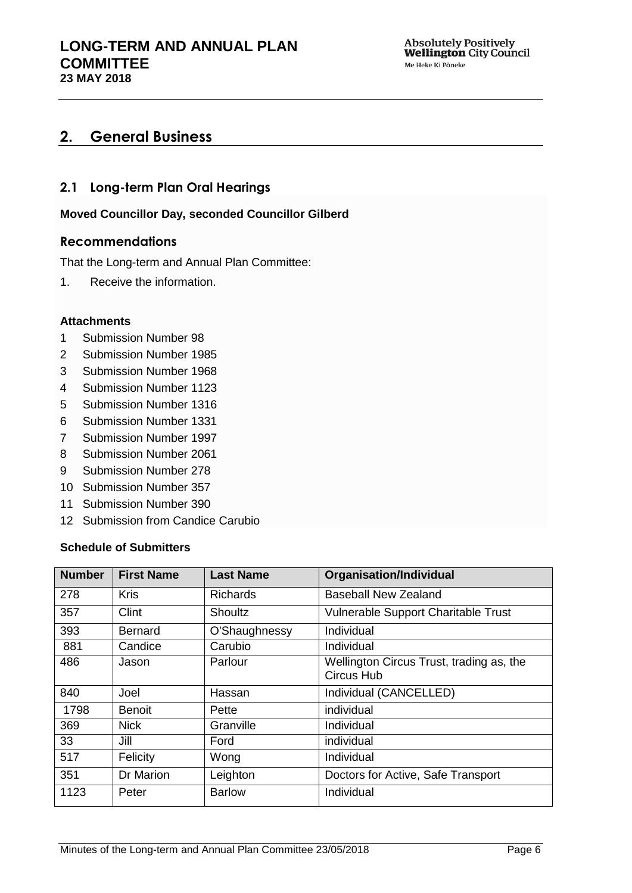## 2. General Business

### 2.1 Long-term Plan Oral Hearings

**Moved Councillor Day, seconded Councillor Gilberd**

### Recommendations

That the Long-term and Annual Plan Committee:

1. Receive the information.

**Attachments**

1 Submission Number 98
2 Submission Number 1985
3 Submission Number 1968
4 Submission Number 1123
5 Submission Number 1316
6 Submission Number 1331
7 Submission Number 1997
8 Submission Number 2061
9 Submission Number 278
10 Submission Number 357
11 Submission Number 390
12 Submission from Candice Carubio

**Schedule of Submitters**

| Number | First Name | Last Name | Organisation/Individual |
|---|---|---|---|
| 278 | Kris | Richards | Baseball New Zealand |
| 357 | Clint | Shoultz | Vulnerable Support Charitable Trust |
| 393 | Bernard | O'Shaughnessy | Individual |
| 881 | Candice | Carubio | Individual |
| 486 | Jason | Parlour | Wellington Circus Trust, trading as, the Circus Hub |
| 840 | Joel | Hassan | Individual (CANCELLED) |
| 1798 | Benoit | Pette | individual |
| 369 | Nick | Granville | Individual |
| 33 | Jill | Ford | individual |
| 517 | Felicity | Wong | Individual |
| 351 | Dr Marion | Leighton | Doctors for Active, Safe Transport |
| 1123 | Peter | Barlow | Individual |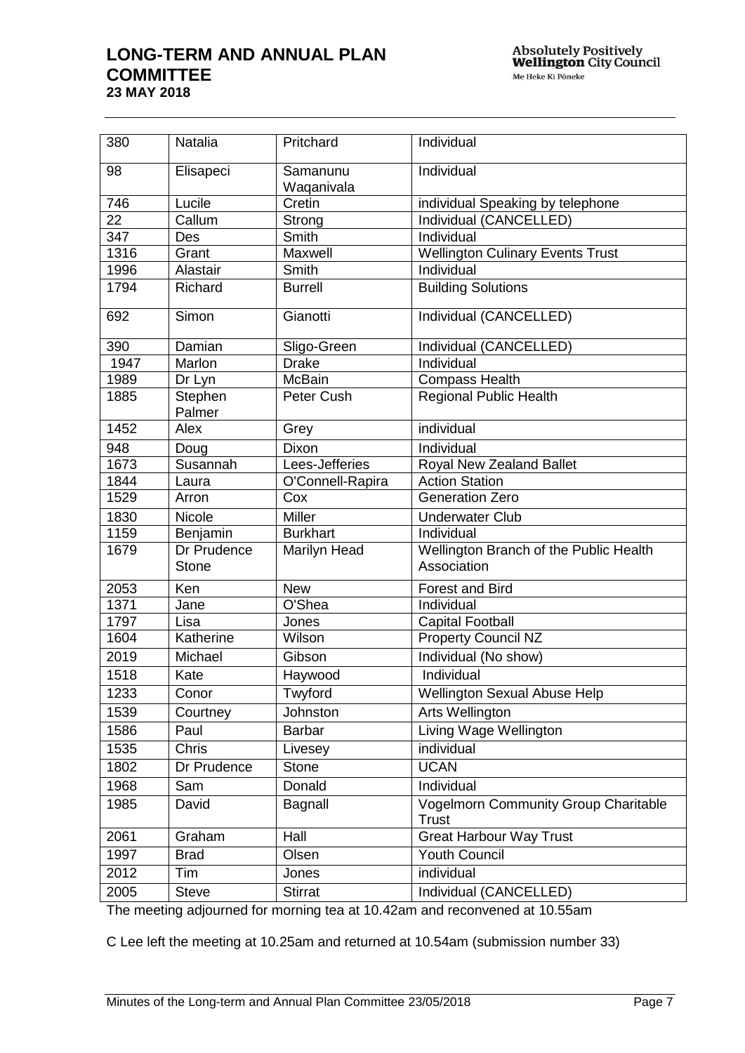| 380 | Natalia | Pritchard | Individual |
|---|---|---|---|
| 98 | Elisapeci | Samanunu Waqanivala | Individual |
| 746 | Lucile | Cretin | individual Speaking by telephone |
| 22 | Callum | Strong | Individual (CANCELLED) |
| 347 | Des | Smith | Individual |
| 1316 | Grant | Maxwell | Wellington Culinary Events Trust |
| 1996 | Alastair | Smith | Individual |
| 1794 | Richard | Burrell | Building Solutions |
| 692 | Simon | Gianotti | Individual (CANCELLED) |
| 390 | Damian | Sligo-Green | Individual (CANCELLED) |
| 1947 | Marlon | Drake | Individual |
| 1989 | Dr Lyn | McBain | Compass Health |
| 1885 | Stephen Palmer | Peter Cush | Regional Public Health |
| 1452 | Alex | Grey | individual |
| 948 | Doug | Dixon | Individual |
| 1673 | Susannah | Lees-Jefferies | Royal New Zealand Ballet |
| 1844 | Laura | O'Connell-Rapira | Action Station |
| 1529 | Arron | Cox | Generation Zero |
| 1830 | Nicole | Miller | Underwater Club |
| 1159 | Benjamin | Burkhart | Individual |
| 1679 | Dr Prudence Stone | Marilyn Head | Wellington Branch of the Public Health Association |
| 2053 | Ken | New | Forest and Bird |
| 1371 | Jane | O'Shea | Individual |
| 1797 | Lisa | Jones | Capital Football |
| 1604 | Katherine | Wilson | Property Council NZ |
| 2019 | Michael | Gibson | Individual (No show) |
| 1518 | Kate | Haywood | Individual |
| 1233 | Conor | Twyford | Wellington Sexual Abuse Help |
| 1539 | Courtney | Johnston | Arts Wellington |
| 1586 | Paul | Barbar | Living Wage Wellington |
| 1535 | Chris | Livesey | individual |
| 1802 | Dr Prudence | Stone | UCAN |
| 1968 | Sam | Donald | Individual |
| 1985 | David | Bagnall | Vogelmorn Community Group Charitable Trust |
| 2061 | Graham | Hall | Great Harbour Way Trust |
| 1997 | Brad | Olsen | Youth Council |
| 2012 | Tim | Jones | individual |
| 2005 | Steve | Stirrat | Individual (CANCELLED) |

The meeting adjourned for morning tea at 10.42am and reconvened at 10.55am

C Lee left the meeting at 10.25am and returned at 10.54am (submission number 33)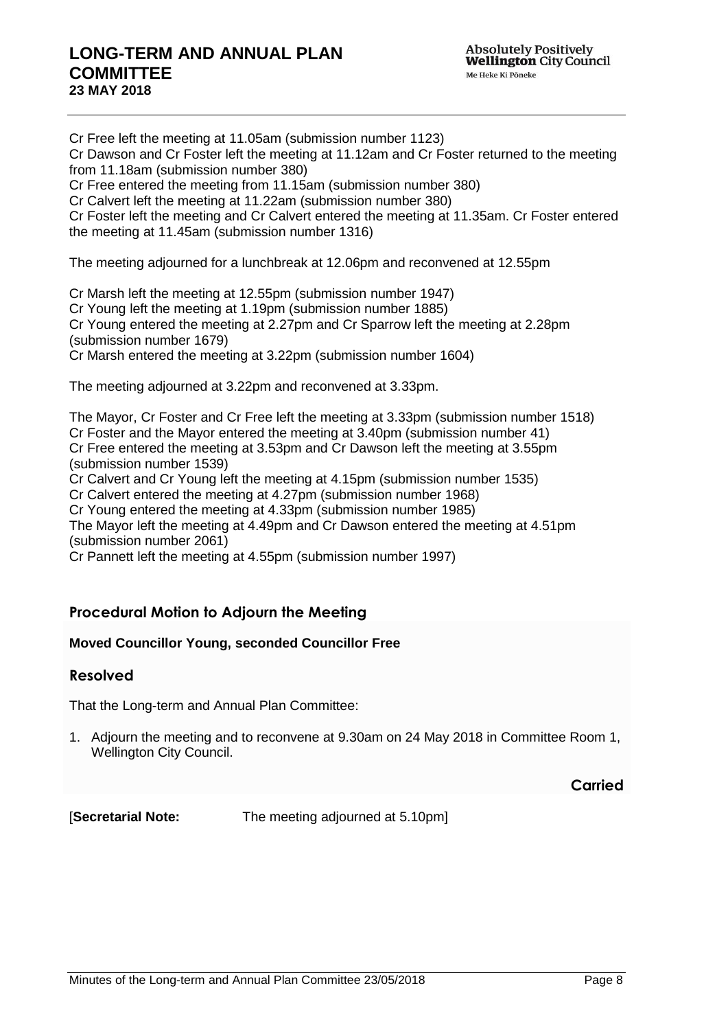Cr Free left the meeting at 11.05am (submission number 1123)
Cr Dawson and Cr Foster left the meeting at 11.12am and Cr Foster returned to the meeting from 11.18am (submission number 380)
Cr Free entered the meeting from 11.15am (submission number 380)
Cr Calvert left the meeting at 11.22am (submission number 380)
Cr Foster left the meeting and Cr Calvert entered the meeting at 11.35am. Cr Foster entered the meeting at 11.45am (submission number 1316)

The meeting adjourned for a lunchbreak at 12.06pm and reconvened at 12.55pm

Cr Marsh left the meeting at 12.55pm (submission number 1947)
Cr Young left the meeting at 1.19pm (submission number 1885)
Cr Young entered the meeting at 2.27pm and Cr Sparrow left the meeting at 2.28pm (submission number 1679)
Cr Marsh entered the meeting at 3.22pm (submission number 1604)

The meeting adjourned at 3.22pm and reconvened at 3.33pm.

The Mayor, Cr Foster and Cr Free left the meeting at 3.33pm (submission number 1518)
Cr Foster and the Mayor entered the meeting at 3.40pm (submission number 41)
Cr Free entered the meeting at 3.53pm and Cr Dawson left the meeting at 3.55pm (submission number 1539)
Cr Calvert and Cr Young left the meeting at 4.15pm (submission number 1535)
Cr Calvert entered the meeting at 4.27pm (submission number 1968)
Cr Young entered the meeting at 4.33pm (submission number 1985)
The Mayor left the meeting at 4.49pm and Cr Dawson entered the meeting at 4.51pm (submission number 2061)
Cr Pannett left the meeting at 4.55pm (submission number 1997)

## Procedural Motion to Adjourn the Meeting

**Moved Councillor Young, seconded Councillor Free**

### Resolved

That the Long-term and Annual Plan Committee:

1. Adjourn the meeting and to reconvene at 9.30am on 24 May 2018 in Committee Room 1, Wellington City Council.

**Carried**

[**Secretarial Note:** The meeting adjourned at 5.10pm]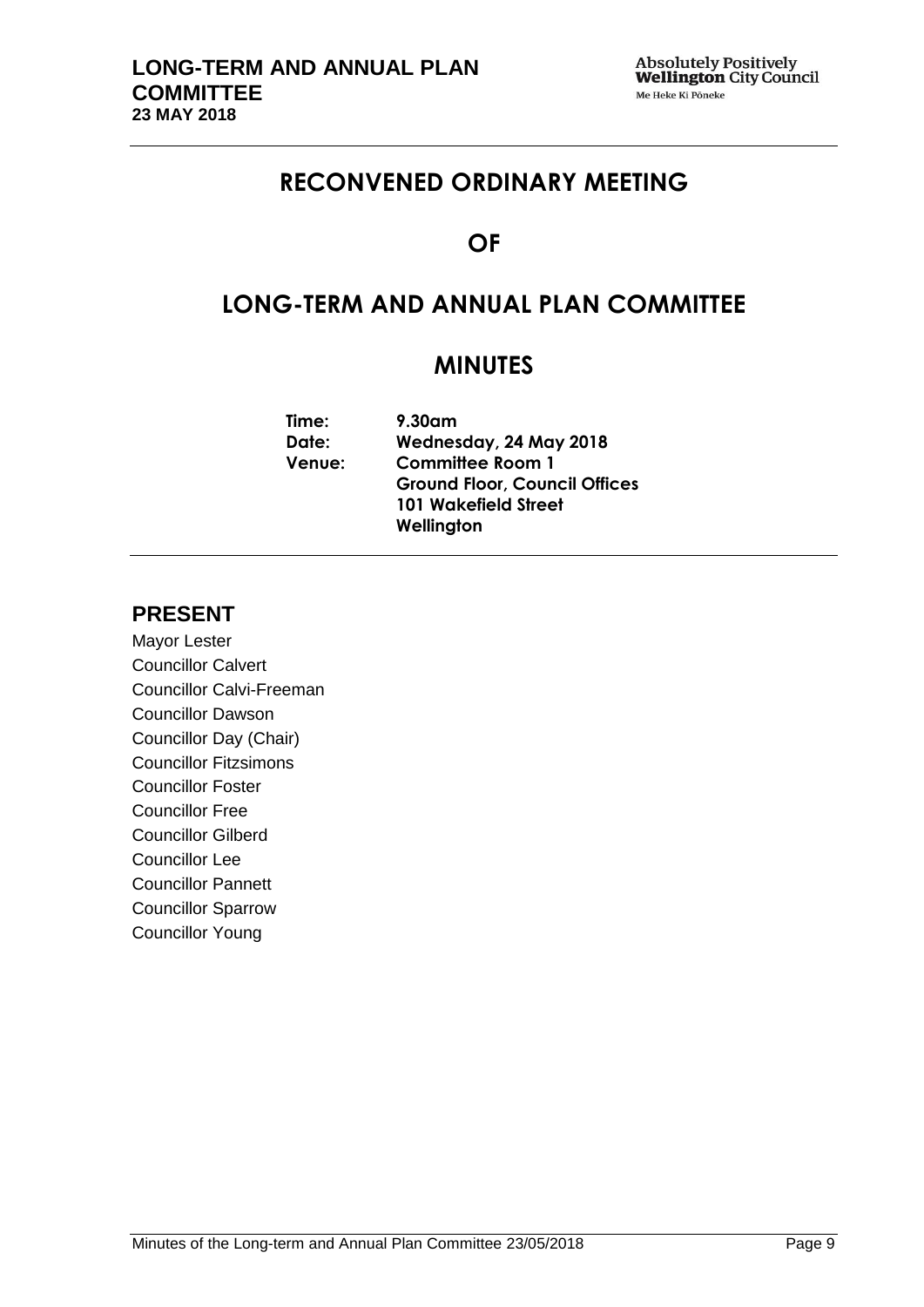# RECONVENED ORDINARY MEETING

# OF

# LONG-TERM AND ANNUAL PLAN COMMITTEE

# MINUTES

**Time:** 9.30am
**Date:** Wednesday, 24 May 2018
**Venue:** Committee Room 1
Ground Floor, Council Offices
101 Wakefield Street
Wellington

## PRESENT

Mayor Lester
Councillor Calvert
Councillor Calvi-Freeman
Councillor Dawson
Councillor Day (Chair)
Councillor Fitzsimons
Councillor Foster
Councillor Free
Councillor Gilberd
Councillor Lee
Councillor Pannett
Councillor Sparrow
Councillor Young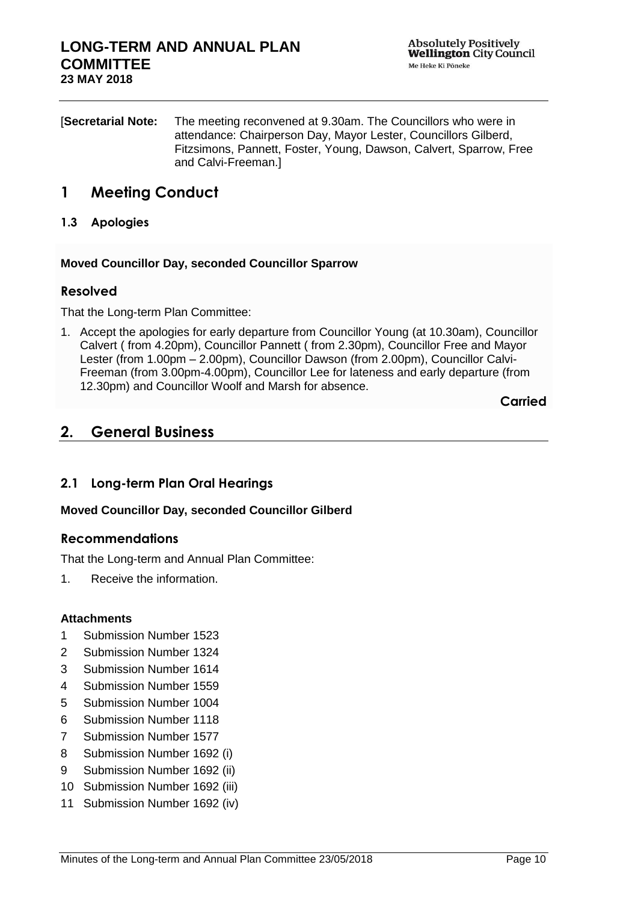[**Secretarial Note:** The meeting reconvened at 9.30am. The Councillors who were in attendance: Chairperson Day, Mayor Lester, Councillors Gilberd, Fitzsimons, Pannett, Foster, Young, Dawson, Calvert, Sparrow, Free and Calvi-Freeman.]

# 1 Meeting Conduct

### 1.3 Apologies

**Moved Councillor Day, seconded Councillor Sparrow**

#### Resolved

That the Long-term Plan Committee:

1. Accept the apologies for early departure from Councillor Young (at 10.30am), Councillor Calvert ( from 4.20pm), Councillor Pannett ( from 2.30pm), Councillor Free and Mayor Lester (from 1.00pm – 2.00pm), Councillor Dawson (from 2.00pm), Councillor Calvi-Freeman (from 3.00pm-4.00pm), Councillor Lee for lateness and early departure (from 12.30pm) and Councillor Woolf and Marsh for absence.

**Carried**

# 2. General Business

### 2.1 Long-term Plan Oral Hearings

**Moved Councillor Day, seconded Councillor Gilberd**

#### Recommendations

That the Long-term and Annual Plan Committee:

1. Receive the information.

**Attachments**

1 Submission Number 1523
2 Submission Number 1324
3 Submission Number 1614
4 Submission Number 1559
5 Submission Number 1004
6 Submission Number 1118
7 Submission Number 1577
8 Submission Number 1692 (i)
9 Submission Number 1692 (ii)
10 Submission Number 1692 (iii)
11 Submission Number 1692 (iv)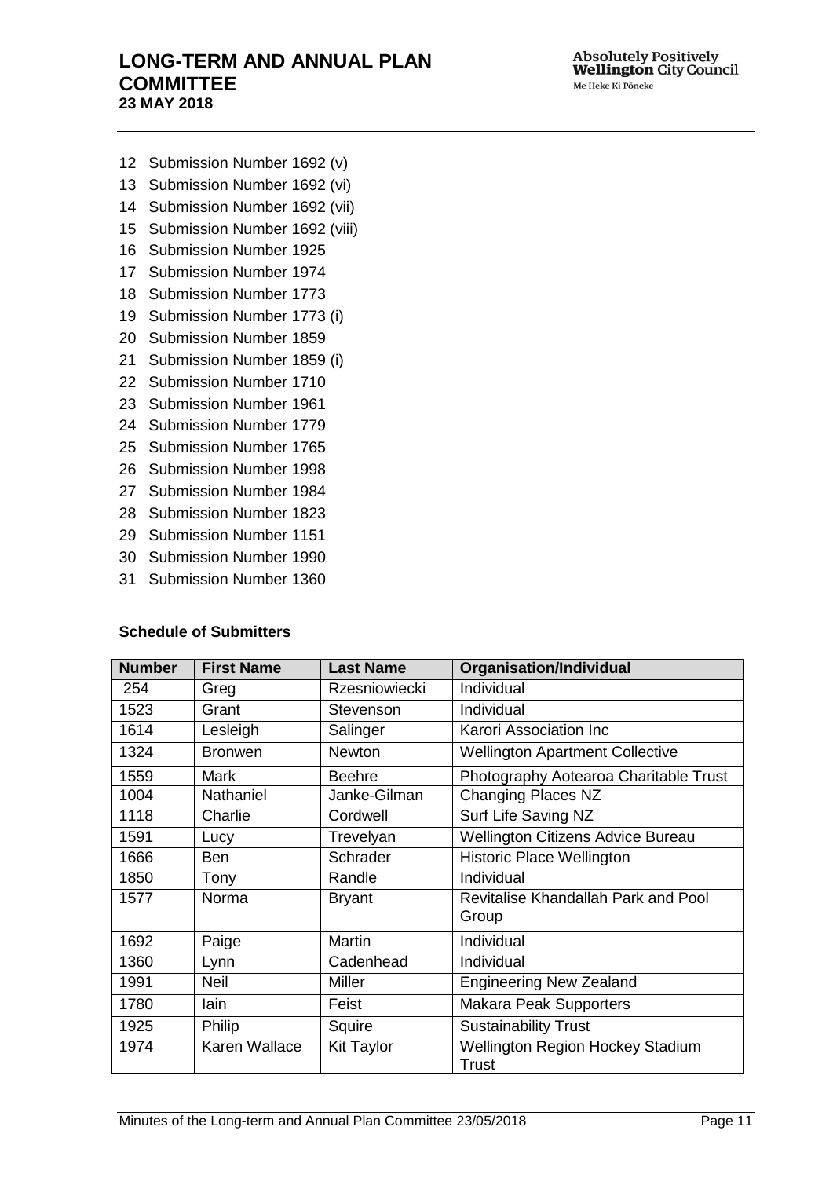12 Submission Number 1692 (v)
13 Submission Number 1692 (vi)
14 Submission Number 1692 (vii)
15 Submission Number 1692 (viii)
16 Submission Number 1925
17 Submission Number 1974
18 Submission Number 1773
19 Submission Number 1773 (i)
20 Submission Number 1859
21 Submission Number 1859 (i)
22 Submission Number 1710
23 Submission Number 1961
24 Submission Number 1779
25 Submission Number 1765
26 Submission Number 1998
27 Submission Number 1984
28 Submission Number 1823
29 Submission Number 1151
30 Submission Number 1990
31 Submission Number 1360

**Schedule of Submitters**

| Number | First Name | Last Name | Organisation/Individual |
|---|---|---|---|
| 254 | Greg | Rzesniowiecki | Individual |
| 1523 | Grant | Stevenson | Individual |
| 1614 | Lesleigh | Salinger | Karori Association Inc |
| 1324 | Bronwen | Newton | Wellington Apartment Collective |
| 1559 | Mark | Beehre | Photography Aotearoa Charitable Trust |
| 1004 | Nathaniel | Janke-Gilman | Changing Places NZ |
| 1118 | Charlie | Cordwell | Surf Life Saving NZ |
| 1591 | Lucy | Trevelyan | Wellington Citizens Advice Bureau |
| 1666 | Ben | Schrader | Historic Place Wellington |
| 1850 | Tony | Randle | Individual |
| 1577 | Norma | Bryant | Revitalise Khandallah Park and Pool Group |
| 1692 | Paige | Martin | Individual |
| 1360 | Lynn | Cadenhead | Individual |
| 1991 | Neil | Miller | Engineering New Zealand |
| 1780 | Iain | Feist | Makara Peak Supporters |
| 1925 | Philip | Squire | Sustainability Trust |
| 1974 | Karen Wallace | Kit Taylor | Wellington Region Hockey Stadium Trust |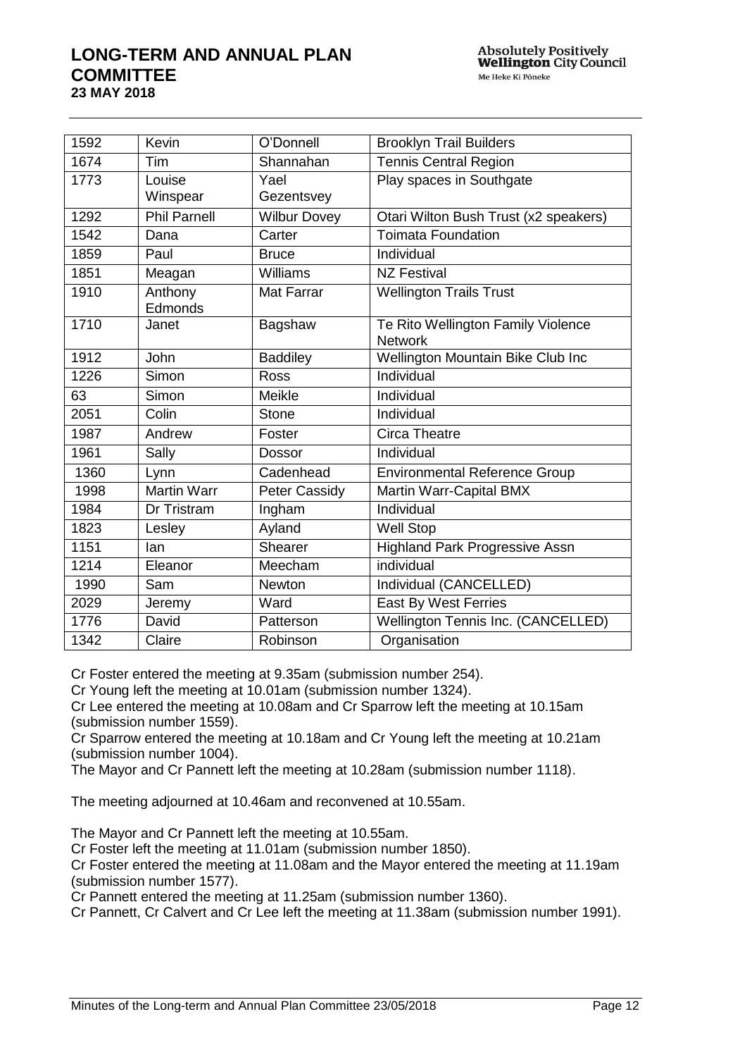| 1592 | Kevin | O'Donnell | Brooklyn Trail Builders |
|---|---|---|---|
| 1674 | Tim | Shannahan | Tennis Central Region |
| 1773 | Louise Winspear | Yael Gezentsvey | Play spaces in Southgate |
| 1292 | Phil Parnell | Wilbur Dovey | Otari Wilton Bush Trust (x2 speakers) |
| 1542 | Dana | Carter | Toimata Foundation |
| 1859 | Paul | Bruce | Individual |
| 1851 | Meagan | Williams | NZ Festival |
| 1910 | Anthony Edmonds | Mat Farrar | Wellington Trails Trust |
| 1710 | Janet | Bagshaw | Te Rito Wellington Family Violence Network |
| 1912 | John | Baddiley | Wellington Mountain Bike Club Inc |
| 1226 | Simon | Ross | Individual |
| 63 | Simon | Meikle | Individual |
| 2051 | Colin | Stone | Individual |
| 1987 | Andrew | Foster | Circa Theatre |
| 1961 | Sally | Dossor | Individual |
| 1360 | Lynn | Cadenhead | Environmental Reference Group |
| 1998 | Martin Warr | Peter Cassidy | Martin Warr-Capital BMX |
| 1984 | Dr Tristram | Ingham | Individual |
| 1823 | Lesley | Ayland | Well Stop |
| 1151 | Ian | Shearer | Highland Park Progressive Assn |
| 1214 | Eleanor | Meecham | individual |
| 1990 | Sam | Newton | Individual (CANCELLED) |
| 2029 | Jeremy | Ward | East By West Ferries |
| 1776 | David | Patterson | Wellington Tennis Inc. (CANCELLED) |
| 1342 | Claire | Robinson | Organisation |

Cr Foster entered the meeting at 9.35am (submission number 254).

Cr Young left the meeting at 10.01am (submission number 1324).

Cr Lee entered the meeting at 10.08am and Cr Sparrow left the meeting at 10.15am (submission number 1559).

Cr Sparrow entered the meeting at 10.18am and Cr Young left the meeting at 10.21am (submission number 1004).

The Mayor and Cr Pannett left the meeting at 10.28am (submission number 1118).

The meeting adjourned at 10.46am and reconvened at 10.55am.

The Mayor and Cr Pannett left the meeting at 10.55am.

Cr Foster left the meeting at 11.01am (submission number 1850).

Cr Foster entered the meeting at 11.08am and the Mayor entered the meeting at 11.19am (submission number 1577).

Cr Pannett entered the meeting at 11.25am (submission number 1360).

Cr Pannett, Cr Calvert and Cr Lee left the meeting at 11.38am (submission number 1991).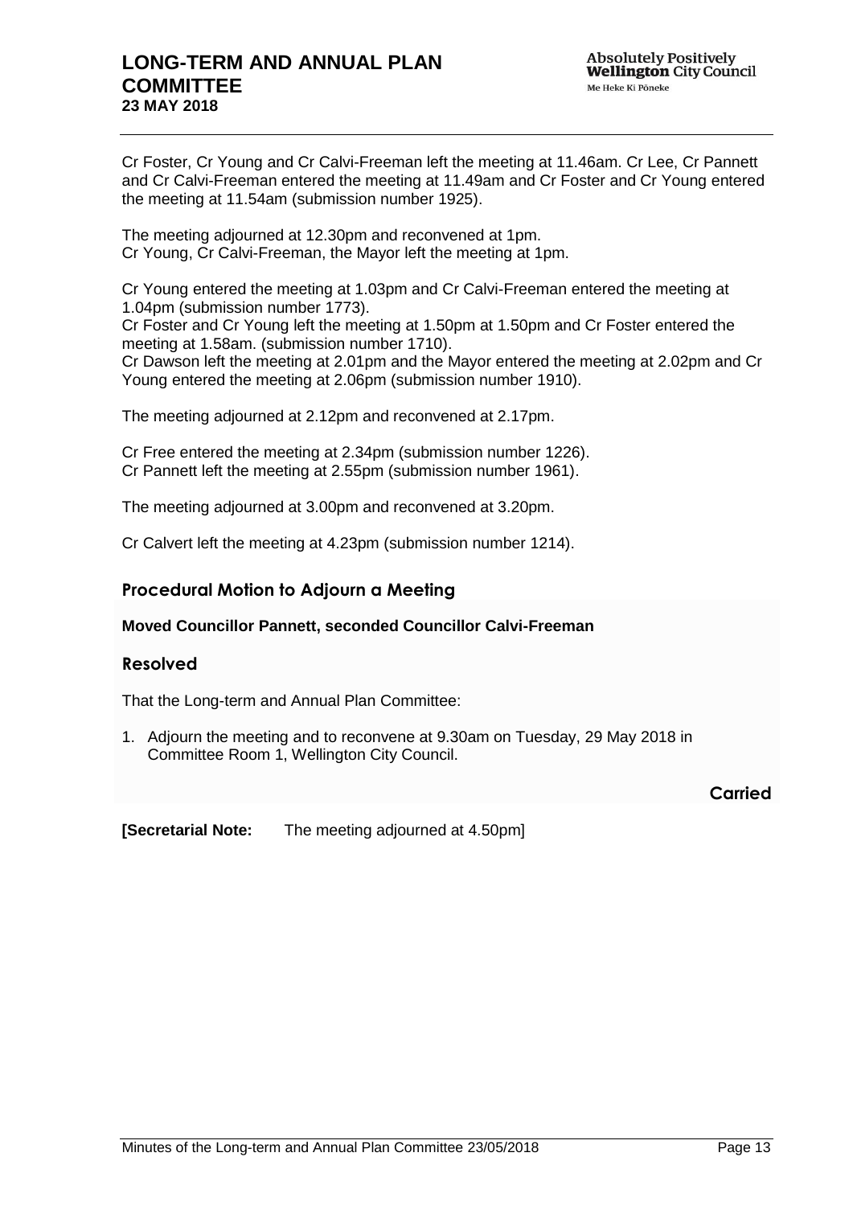Cr Foster, Cr Young and Cr Calvi-Freeman left the meeting at 11.46am. Cr Lee, Cr Pannett and Cr Calvi-Freeman entered the meeting at 11.49am and Cr Foster and Cr Young entered the meeting at 11.54am (submission number 1925).

The meeting adjourned at 12.30pm and reconvened at 1pm.
Cr Young, Cr Calvi-Freeman, the Mayor left the meeting at 1pm.

Cr Young entered the meeting at 1.03pm and Cr Calvi-Freeman entered the meeting at 1.04pm (submission number 1773).
Cr Foster and Cr Young left the meeting at 1.50pm at 1.50pm and Cr Foster entered the meeting at 1.58am. (submission number 1710).
Cr Dawson left the meeting at 2.01pm and the Mayor entered the meeting at 2.02pm and Cr Young entered the meeting at 2.06pm (submission number 1910).

The meeting adjourned at 2.12pm and reconvened at 2.17pm.

Cr Free entered the meeting at 2.34pm (submission number 1226).
Cr Pannett left the meeting at 2.55pm (submission number 1961).

The meeting adjourned at 3.00pm and reconvened at 3.20pm.

Cr Calvert left the meeting at 4.23pm (submission number 1214).

## Procedural Motion to Adjourn a Meeting

**Moved Councillor Pannett, seconded Councillor Calvi-Freeman**

### Resolved

That the Long-term and Annual Plan Committee:

1. Adjourn the meeting and to reconvene at 9.30am on Tuesday, 29 May 2018 in Committee Room 1, Wellington City Council.

**Carried**

**[Secretarial Note:** The meeting adjourned at 4.50pm]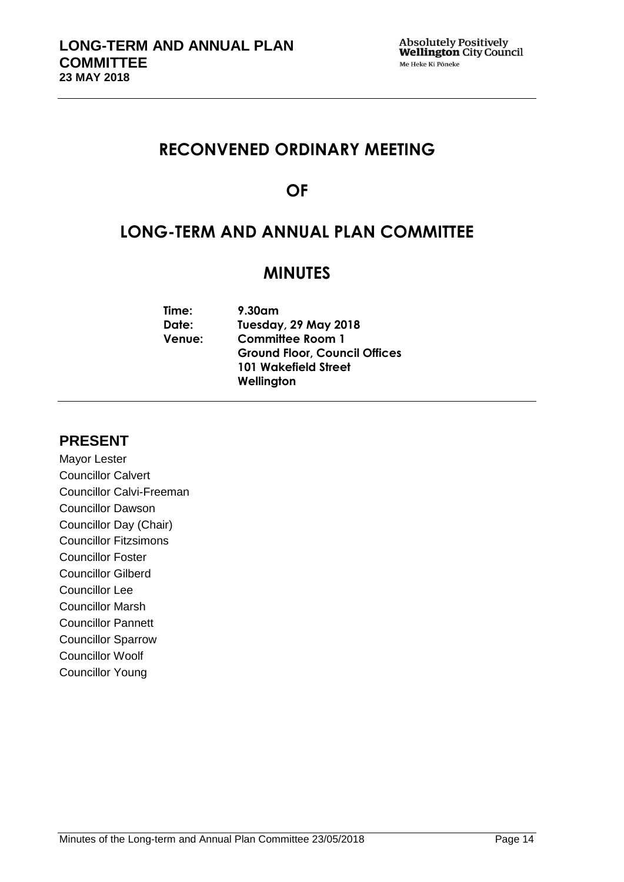# RECONVENED ORDINARY MEETING

# OF

# LONG-TERM AND ANNUAL PLAN COMMITTEE

# MINUTES

**Time:** 9.30am
**Date:** Tuesday, 29 May 2018
**Venue:** Committee Room 1
Ground Floor, Council Offices
101 Wakefield Street
Wellington

## PRESENT

Mayor Lester
Councillor Calvert
Councillor Calvi-Freeman
Councillor Dawson
Councillor Day (Chair)
Councillor Fitzsimons
Councillor Foster
Councillor Gilberd
Councillor Lee
Councillor Marsh
Councillor Pannett
Councillor Sparrow
Councillor Woolf
Councillor Young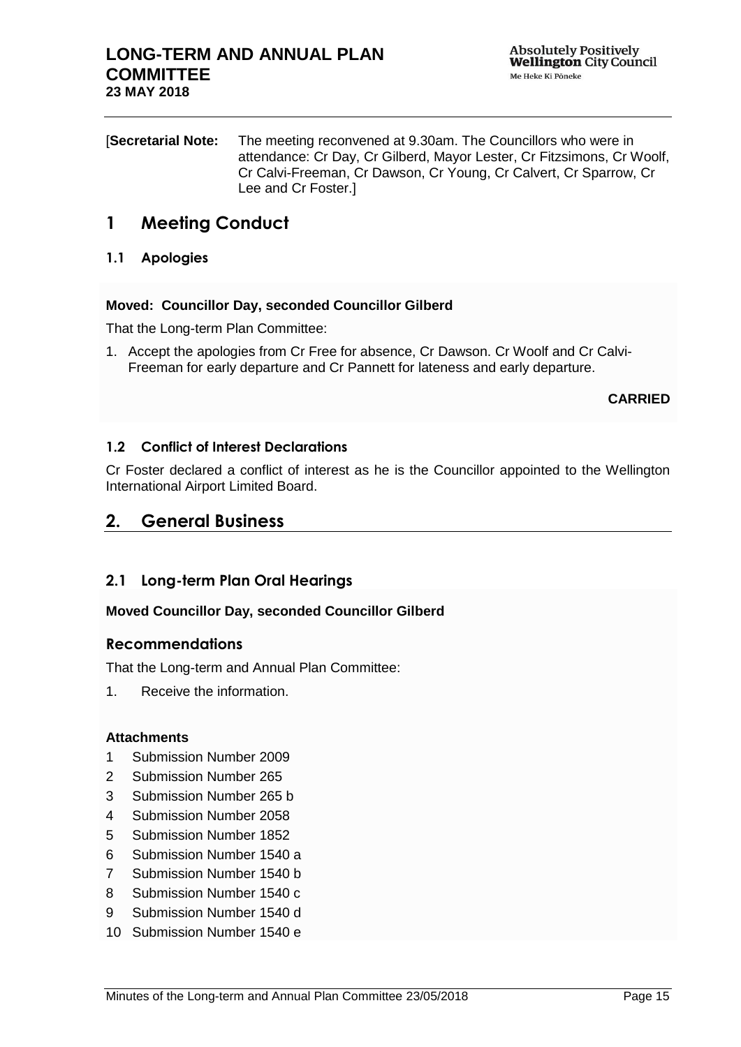[**Secretarial Note:** The meeting reconvened at 9.30am. The Councillors who were in attendance: Cr Day, Cr Gilberd, Mayor Lester, Cr Fitzsimons, Cr Woolf, Cr Calvi-Freeman, Cr Dawson, Cr Young, Cr Calvert, Cr Sparrow, Cr Lee and Cr Foster.]

# 1 Meeting Conduct

## 1.1 Apologies

**Moved: Councillor Day, seconded Councillor Gilberd**

That the Long-term Plan Committee:

1. Accept the apologies from Cr Free for absence, Cr Dawson. Cr Woolf and Cr Calvi-Freeman for early departure and Cr Pannett for lateness and early departure.

**CARRIED**

## 1.2 Conflict of Interest Declarations

Cr Foster declared a conflict of interest as he is the Councillor appointed to the Wellington International Airport Limited Board.

# 2. General Business

## 2.1 Long-term Plan Oral Hearings

**Moved Councillor Day, seconded Councillor Gilberd**

### Recommendations

That the Long-term and Annual Plan Committee:

1. Receive the information.

**Attachments**

1 Submission Number 2009
2 Submission Number 265
3 Submission Number 265 b
4 Submission Number 2058
5 Submission Number 1852
6 Submission Number 1540 a
7 Submission Number 1540 b
8 Submission Number 1540 c
9 Submission Number 1540 d
10 Submission Number 1540 e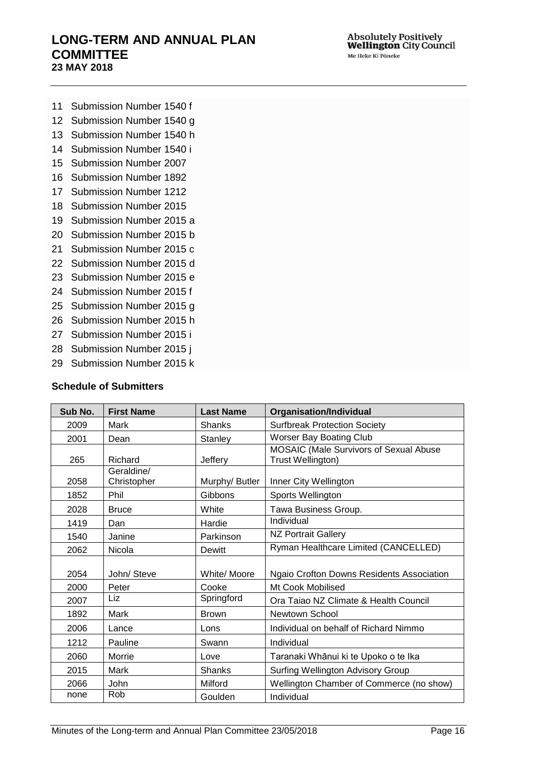11 Submission Number 1540 f
12 Submission Number 1540 g
13 Submission Number 1540 h
14 Submission Number 1540 i
15 Submission Number 2007
16 Submission Number 1892
17 Submission Number 1212
18 Submission Number 2015
19 Submission Number 2015 a
20 Submission Number 2015 b
21 Submission Number 2015 c
22 Submission Number 2015 d
23 Submission Number 2015 e
24 Submission Number 2015 f
25 Submission Number 2015 g
26 Submission Number 2015 h
27 Submission Number 2015 i
28 Submission Number 2015 j
29 Submission Number 2015 k

**Schedule of Submitters**

| Sub No. | First Name | Last Name | Organisation/Individual |
|---|---|---|---|
| 2009 | Mark | Shanks | Surfbreak Protection Society |
| 2001 | Dean | Stanley | Worser Bay Boating Club |
| 265 | Richard | Jeffery | MOSAIC (Male Survivors of Sexual Abuse Trust Wellington) |
| 2058 | Geraldine/ Christopher | Murphy/ Butler | Inner City Wellington |
| 1852 | Phil | Gibbons | Sports Wellington |
| 2028 | Bruce | White | Tawa Business Group. |
| 1419 | Dan | Hardie | Individual |
| 1540 | Janine | Parkinson | NZ Portrait Gallery |
| 2062 | Nicola | Dewitt | Ryman Healthcare Limited (CANCELLED) |
| 2054 | John/ Steve | White/ Moore | Ngaio Crofton Downs Residents Association |
| 2000 | Peter | Cooke | Mt Cook Mobilised |
| 2007 | Liz | Springford | Ora Taiao NZ Climate & Health Council |
| 1892 | Mark | Brown | Newtown School |
| 2006 | Lance | Lons | Individual on behalf of Richard Nimmo |
| 1212 | Pauline | Swann | Individual |
| 2060 | Morrie | Love | Taranaki Whānui ki te Upoko o te Ika |
| 2015 | Mark | Shanks | Surfing Wellington Advisory Group |
| 2066 | John | Milford | Wellington Chamber of Commerce (no show) |
| none | Rob | Goulden | Individual |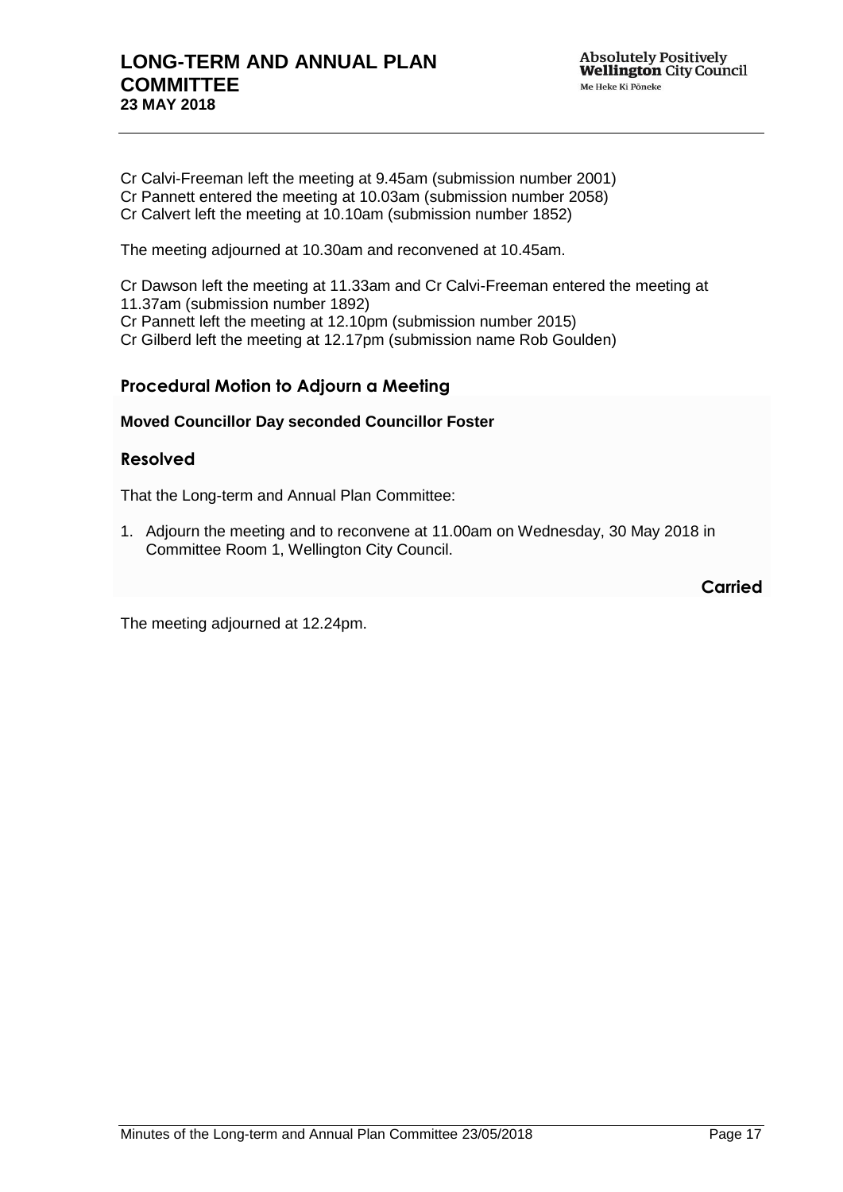Cr Calvi-Freeman left the meeting at 9.45am (submission number 2001)
Cr Pannett entered the meeting at 10.03am (submission number 2058)
Cr Calvert left the meeting at 10.10am (submission number 1852)

The meeting adjourned at 10.30am and reconvened at 10.45am.

Cr Dawson left the meeting at 11.33am and Cr Calvi-Freeman entered the meeting at 11.37am (submission number 1892)
Cr Pannett left the meeting at 12.10pm (submission number 2015)
Cr Gilberd left the meeting at 12.17pm (submission name Rob Goulden)

## Procedural Motion to Adjourn a Meeting

**Moved Councillor Day seconded Councillor Foster**

## Resolved

That the Long-term and Annual Plan Committee:

1. Adjourn the meeting and to reconvene at 11.00am on Wednesday, 30 May 2018 in Committee Room 1, Wellington City Council.

**Carried**

The meeting adjourned at 12.24pm.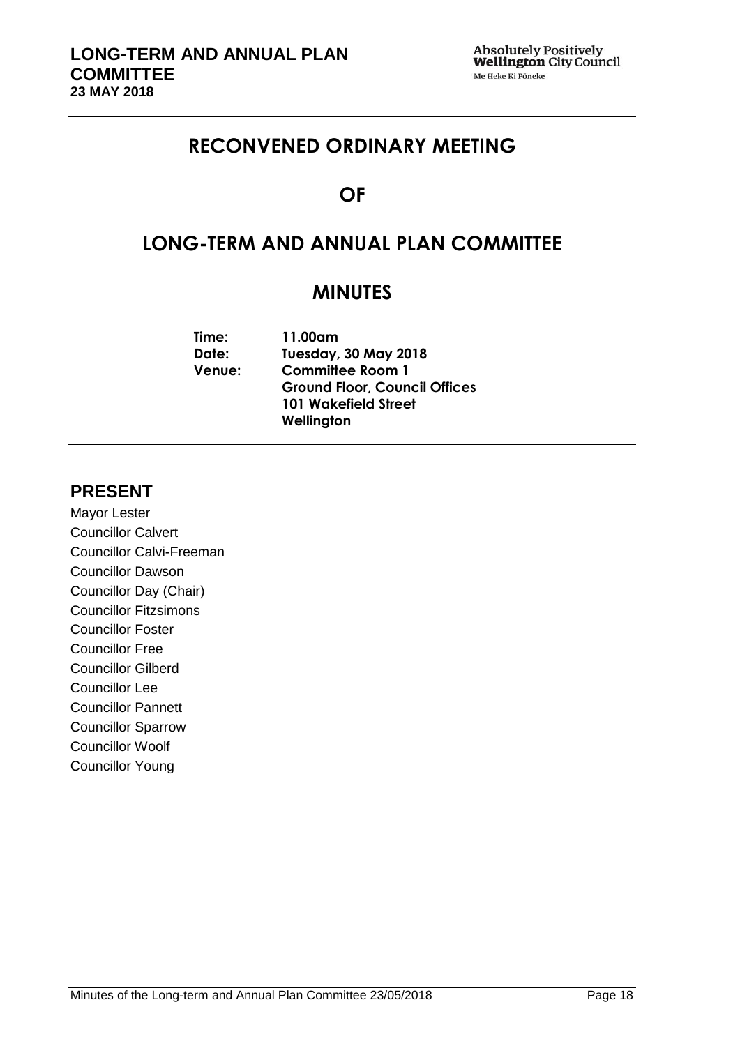# RECONVENED ORDINARY MEETING

# OF

# LONG-TERM AND ANNUAL PLAN COMMITTEE

# MINUTES

**Time:** 11.00am
**Date:** Tuesday, 30 May 2018
**Venue:** Committee Room 1
Ground Floor, Council Offices
101 Wakefield Street
Wellington

## PRESENT

Mayor Lester
Councillor Calvert
Councillor Calvi-Freeman
Councillor Dawson
Councillor Day (Chair)
Councillor Fitzsimons
Councillor Foster
Councillor Free
Councillor Gilberd
Councillor Lee
Councillor Pannett
Councillor Sparrow
Councillor Woolf
Councillor Young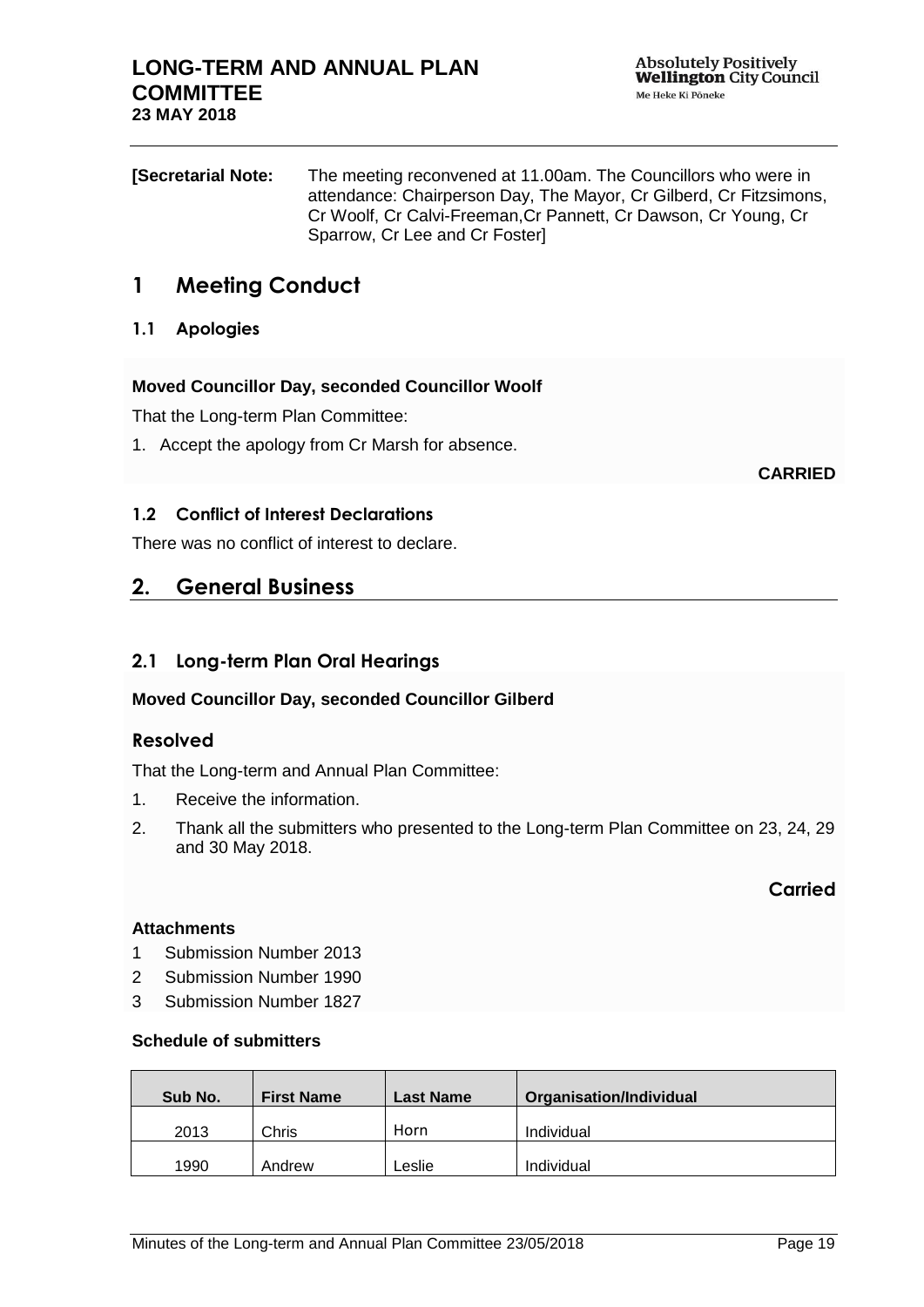**[Secretarial Note:** The meeting reconvened at 11.00am. The Councillors who were in attendance: Chairperson Day, The Mayor, Cr Gilberd, Cr Fitzsimons, Cr Woolf, Cr Calvi-Freeman,Cr Pannett, Cr Dawson, Cr Young, Cr Sparrow, Cr Lee and Cr Foster]

# 1 Meeting Conduct

## 1.1 Apologies

**Moved Councillor Day, seconded Councillor Woolf**

That the Long-term Plan Committee:

1. Accept the apology from Cr Marsh for absence.

**CARRIED**

## 1.2 Conflict of Interest Declarations

There was no conflict of interest to declare.

# 2. General Business

## 2.1 Long-term Plan Oral Hearings

**Moved Councillor Day, seconded Councillor Gilberd**

### Resolved

That the Long-term and Annual Plan Committee:

1. Receive the information.
2. Thank all the submitters who presented to the Long-term Plan Committee on 23, 24, 29 and 30 May 2018.

**Carried**

**Attachments**

1 Submission Number 2013
2 Submission Number 1990
3 Submission Number 1827

**Schedule of submitters**

| Sub No. | First Name | Last Name | Organisation/Individual |
|---|---|---|---|
| 2013 | Chris | Horn | Individual |
| 1990 | Andrew | Leslie | Individual |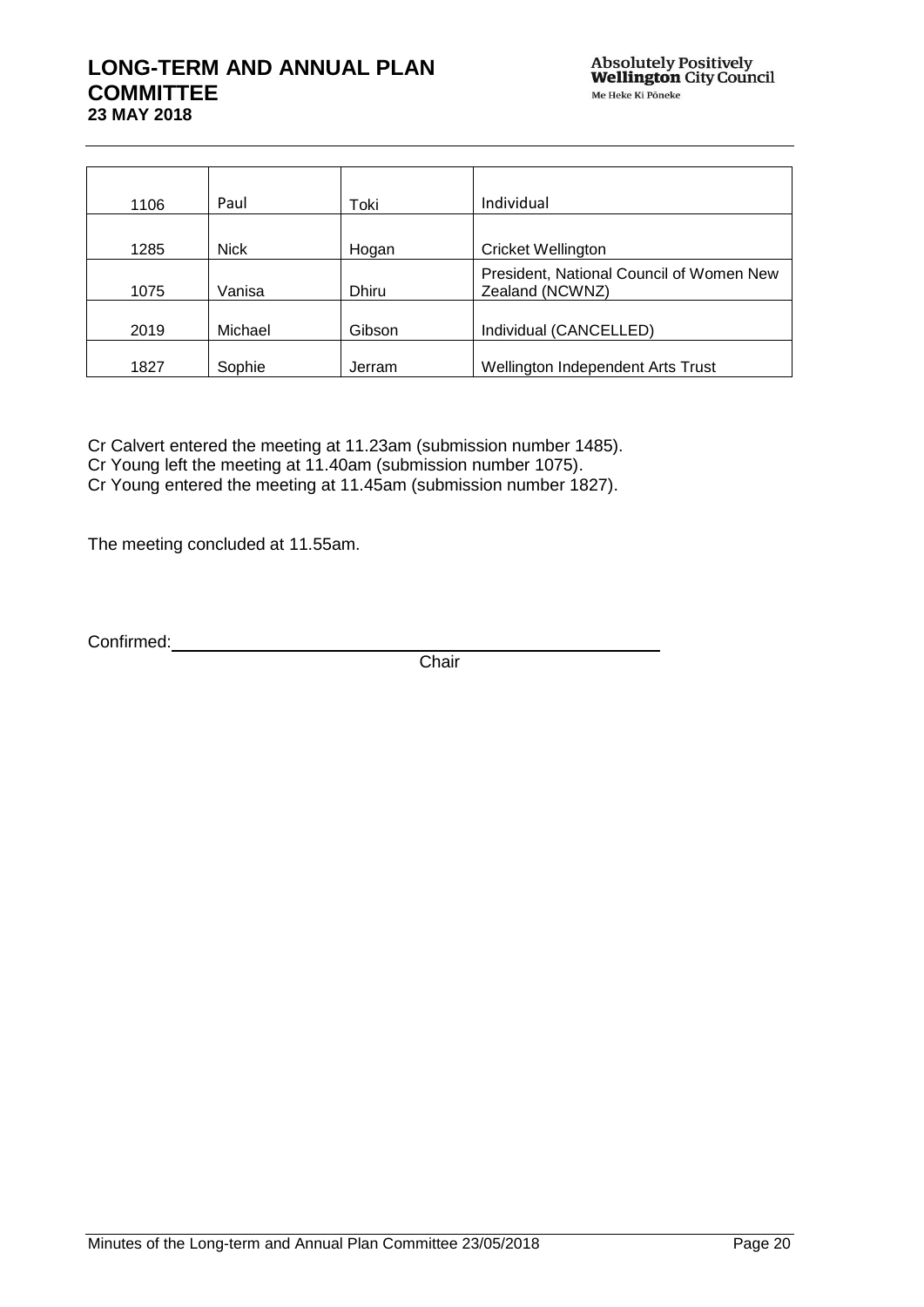| | | | |
|---|---|---|---|
| 1106 | Paul | Toki | Individual |
| 1285 | Nick | Hogan | Cricket Wellington |
| 1075 | Vanisa | Dhiru | President, National Council of Women New Zealand (NCWNZ) |
| 2019 | Michael | Gibson | Individual (CANCELLED) |
| 1827 | Sophie | Jerram | Wellington Independent Arts Trust |

Cr Calvert entered the meeting at 11.23am (submission number 1485).
Cr Young left the meeting at 11.40am (submission number 1075).
Cr Young entered the meeting at 11.45am (submission number 1827).

The meeting concluded at 11.55am.

Confirmed: ______________________________________________
Chair